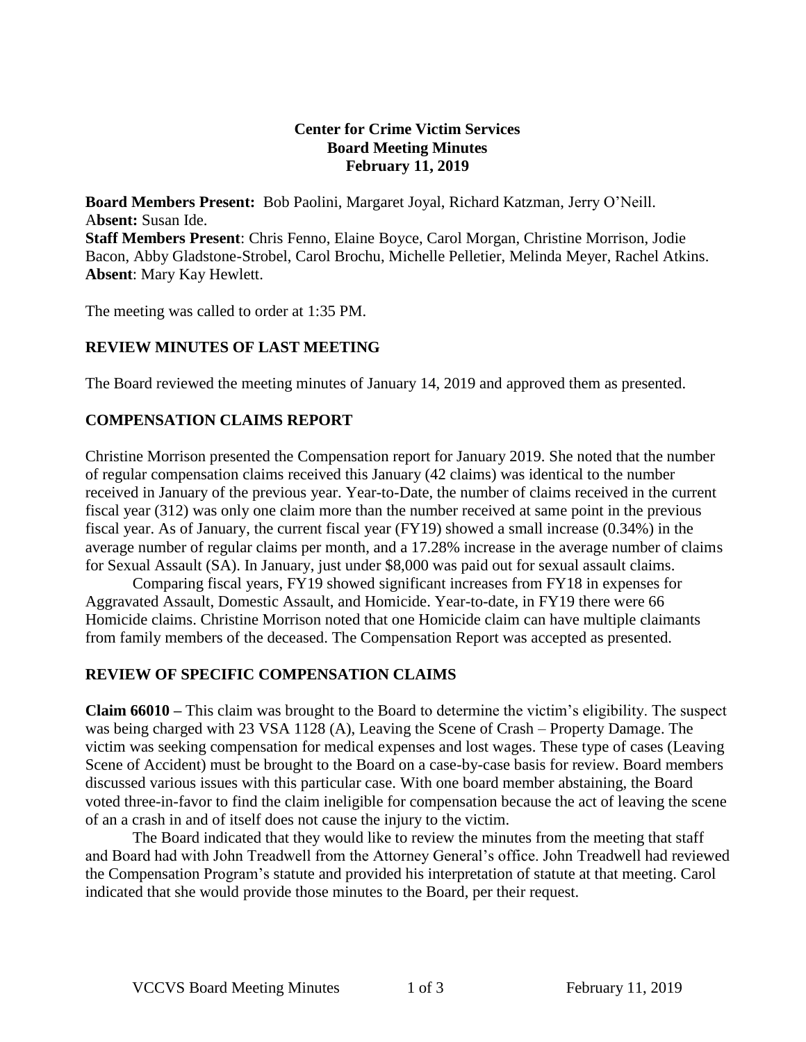**Center for Crime Victim Services**
**Board Meeting Minutes**
**February 11, 2019**

**Board Members Present:** Bob Paolini, Margaret Joyal, Richard Katzman, Jerry O'Neill.
**Absent:** Susan Ide.
**Staff Members Present**: Chris Fenno, Elaine Boyce, Carol Morgan, Christine Morrison, Jodie Bacon, Abby Gladstone-Strobel, Carol Brochu, Michelle Pelletier, Melinda Meyer, Rachel Atkins.
**Absent**: Mary Kay Hewlett.

The meeting was called to order at 1:35 PM.

## REVIEW MINUTES OF LAST MEETING

The Board reviewed the meeting minutes of January 14, 2019 and approved them as presented.

## COMPENSATION CLAIMS REPORT

Christine Morrison presented the Compensation report for January 2019. She noted that the number of regular compensation claims received this January (42 claims) was identical to the number received in January of the previous year. Year-to-Date, the number of claims received in the current fiscal year (312) was only one claim more than the number received at same point in the previous fiscal year. As of January, the current fiscal year (FY19) showed a small increase (0.34%) in the average number of regular claims per month, and a 17.28% increase in the average number of claims for Sexual Assault (SA). In January, just under $8,000 was paid out for sexual assault claims.

Comparing fiscal years, FY19 showed significant increases from FY18 in expenses for Aggravated Assault, Domestic Assault, and Homicide. Year-to-date, in FY19 there were 66 Homicide claims. Christine Morrison noted that one Homicide claim can have multiple claimants from family members of the deceased. The Compensation Report was accepted as presented.

## REVIEW OF SPECIFIC COMPENSATION CLAIMS

**Claim 66010 –** This claim was brought to the Board to determine the victim's eligibility. The suspect was being charged with 23 VSA 1128 (A), Leaving the Scene of Crash – Property Damage. The victim was seeking compensation for medical expenses and lost wages. These type of cases (Leaving Scene of Accident) must be brought to the Board on a case-by-case basis for review. Board members discussed various issues with this particular case. With one board member abstaining, the Board voted three-in-favor to find the claim ineligible for compensation because the act of leaving the scene of an a crash in and of itself does not cause the injury to the victim.

The Board indicated that they would like to review the minutes from the meeting that staff and Board had with John Treadwell from the Attorney General's office. John Treadwell had reviewed the Compensation Program's statute and provided his interpretation of statute at that meeting. Carol indicated that she would provide those minutes to the Board, per their request.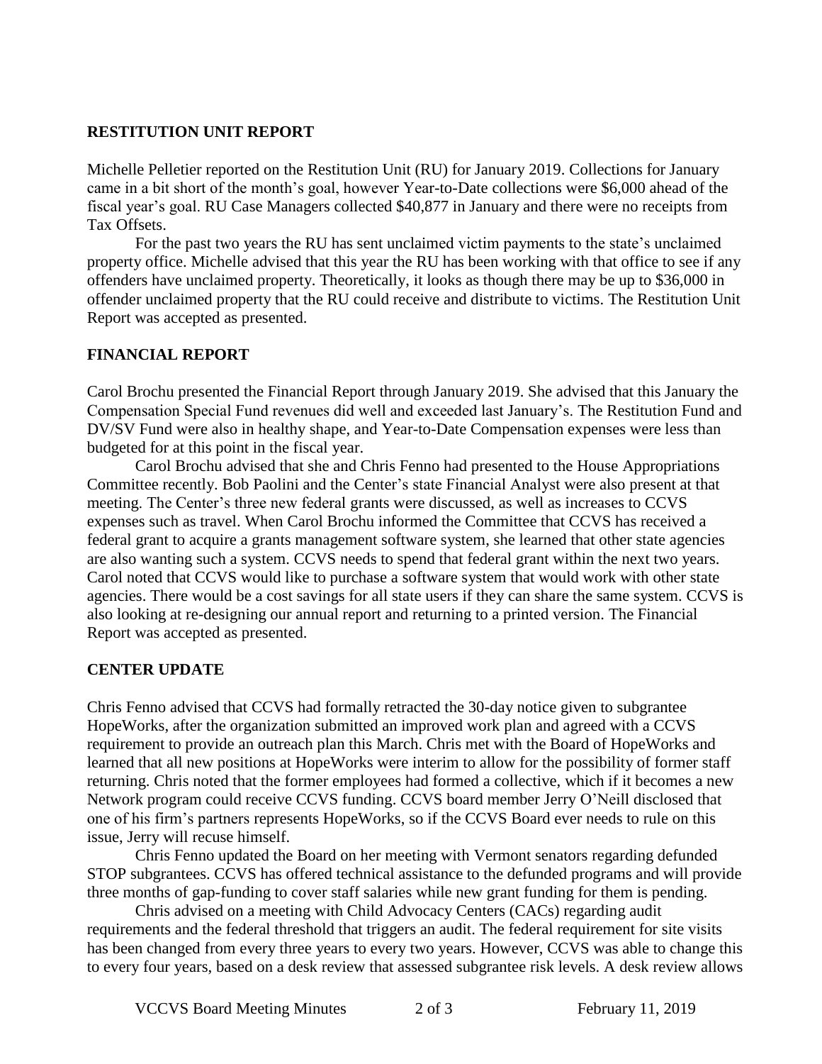## RESTITUTION UNIT REPORT

Michelle Pelletier reported on the Restitution Unit (RU) for January 2019. Collections for January came in a bit short of the month's goal, however Year-to-Date collections were $6,000 ahead of the fiscal year's goal. RU Case Managers collected $40,877 in January and there were no receipts from Tax Offsets.

For the past two years the RU has sent unclaimed victim payments to the state's unclaimed property office. Michelle advised that this year the RU has been working with that office to see if any offenders have unclaimed property. Theoretically, it looks as though there may be up to $36,000 in offender unclaimed property that the RU could receive and distribute to victims. The Restitution Unit Report was accepted as presented.

## FINANCIAL REPORT

Carol Brochu presented the Financial Report through January 2019. She advised that this January the Compensation Special Fund revenues did well and exceeded last January's. The Restitution Fund and DV/SV Fund were also in healthy shape, and Year-to-Date Compensation expenses were less than budgeted for at this point in the fiscal year.

Carol Brochu advised that she and Chris Fenno had presented to the House Appropriations Committee recently. Bob Paolini and the Center's state Financial Analyst were also present at that meeting. The Center's three new federal grants were discussed, as well as increases to CCVS expenses such as travel. When Carol Brochu informed the Committee that CCVS has received a federal grant to acquire a grants management software system, she learned that other state agencies are also wanting such a system. CCVS needs to spend that federal grant within the next two years. Carol noted that CCVS would like to purchase a software system that would work with other state agencies. There would be a cost savings for all state users if they can share the same system. CCVS is also looking at re-designing our annual report and returning to a printed version. The Financial Report was accepted as presented.

## CENTER UPDATE

Chris Fenno advised that CCVS had formally retracted the 30-day notice given to subgrantee HopeWorks, after the organization submitted an improved work plan and agreed with a CCVS requirement to provide an outreach plan this March. Chris met with the Board of HopeWorks and learned that all new positions at HopeWorks were interim to allow for the possibility of former staff returning. Chris noted that the former employees had formed a collective, which if it becomes a new Network program could receive CCVS funding. CCVS board member Jerry O'Neill disclosed that one of his firm's partners represents HopeWorks, so if the CCVS Board ever needs to rule on this issue, Jerry will recuse himself.

Chris Fenno updated the Board on her meeting with Vermont senators regarding defunded STOP subgrantees. CCVS has offered technical assistance to the defunded programs and will provide three months of gap-funding to cover staff salaries while new grant funding for them is pending.

Chris advised on a meeting with Child Advocacy Centers (CACs) regarding audit requirements and the federal threshold that triggers an audit. The federal requirement for site visits has been changed from every three years to every two years. However, CCVS was able to change this to every four years, based on a desk review that assessed subgrantee risk levels. A desk review allows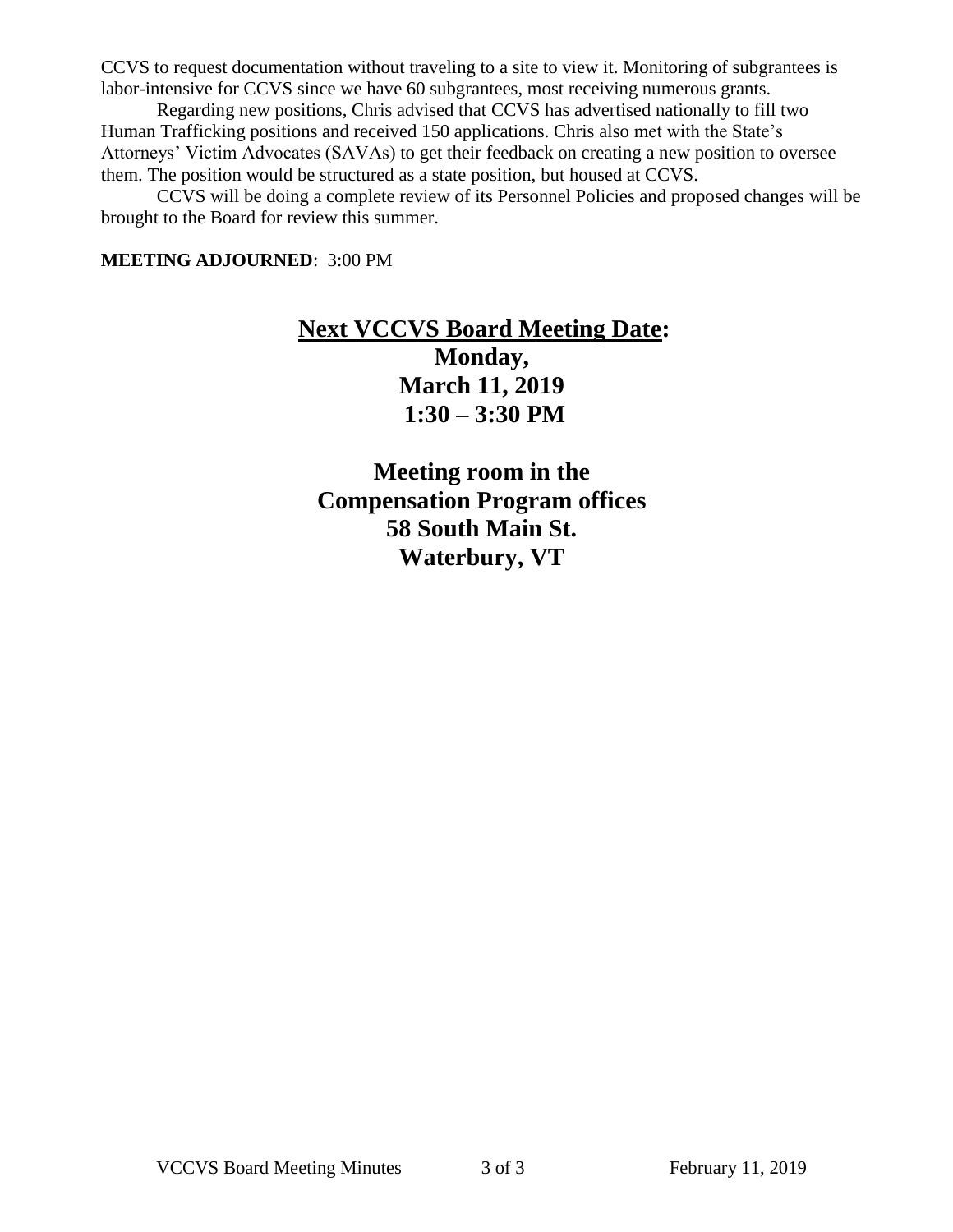CCVS to request documentation without traveling to a site to view it. Monitoring of subgrantees is labor-intensive for CCVS since we have 60 subgrantees, most receiving numerous grants.

Regarding new positions, Chris advised that CCVS has advertised nationally to fill two Human Trafficking positions and received 150 applications. Chris also met with the State's Attorneys' Victim Advocates (SAVAs) to get their feedback on creating a new position to oversee them. The position would be structured as a state position, but housed at CCVS.

CCVS will be doing a complete review of its Personnel Policies and proposed changes will be brought to the Board for review this summer.

**MEETING ADJOURNED**: 3:00 PM

**Next VCCVS Board Meeting Date:**
**Monday,**
**March 11, 2019**
**1:30 – 3:30 PM**

**Meeting room in the**
**Compensation Program offices**
**58 South Main St.**
**Waterbury, VT**